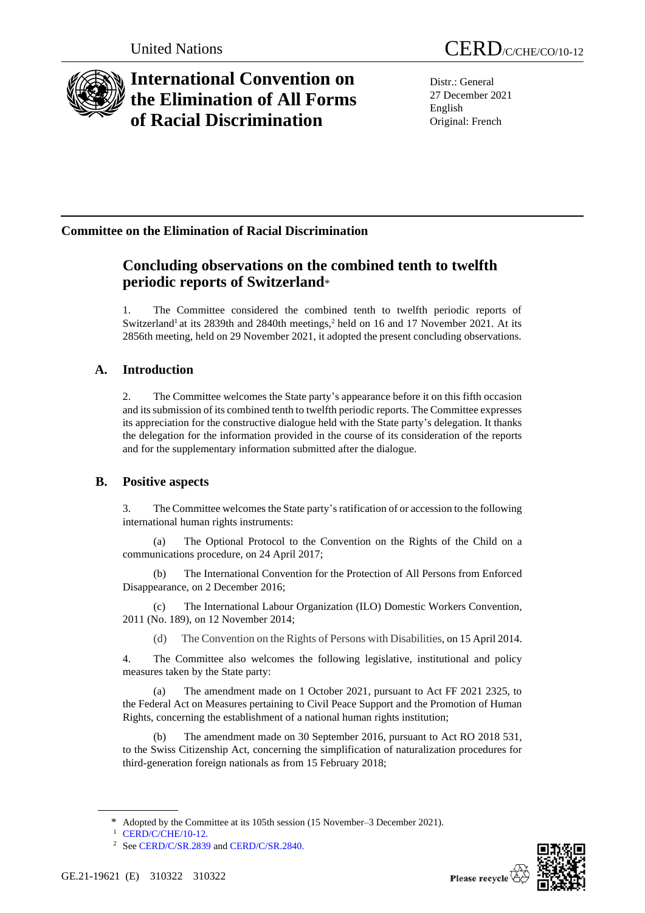United Nations

CERD/C/CHE/CO/10-12

# International Convention on the Elimination of All Forms of Racial Discrimination

Distr.: General
27 December 2021
English
Original: French

**Committee on the Elimination of Racial Discrimination**

## Concluding observations on the combined tenth to twelfth periodic reports of Switzerland*

1. The Committee considered the combined tenth to twelfth periodic reports of Switzerland[1] at its 2839th and 2840th meetings,[2] held on 16 and 17 November 2021. At its 2856th meeting, held on 29 November 2021, it adopted the present concluding observations.

### A. Introduction

2. The Committee welcomes the State party's appearance before it on this fifth occasion and its submission of its combined tenth to twelfth periodic reports. The Committee expresses its appreciation for the constructive dialogue held with the State party's delegation. It thanks the delegation for the information provided in the course of its consideration of the reports and for the supplementary information submitted after the dialogue.

### B. Positive aspects

3. The Committee welcomes the State party's ratification of or accession to the following international human rights instruments:

(a) The Optional Protocol to the Convention on the Rights of the Child on a communications procedure, on 24 April 2017;

(b) The International Convention for the Protection of All Persons from Enforced Disappearance, on 2 December 2016;

(c) The International Labour Organization (ILO) Domestic Workers Convention, 2011 (No. 189), on 12 November 2014;

(d) The Convention on the Rights of Persons with Disabilities, on 15 April 2014.

4. The Committee also welcomes the following legislative, institutional and policy measures taken by the State party:

(a) The amendment made on 1 October 2021, pursuant to Act FF 2021 2325, to the Federal Act on Measures pertaining to Civil Peace Support and the Promotion of Human Rights, concerning the establishment of a national human rights institution;

(b) The amendment made on 30 September 2016, pursuant to Act RO 2018 531, to the Swiss Citizenship Act, concerning the simplification of naturalization procedures for third-generation foreign nationals as from 15 February 2018;

---

* Adopted by the Committee at its 105th session (15 November–3 December 2021).

[1] CERD/C/CHE/10-12.

[2] See CERD/C/SR.2839 and CERD/C/SR.2840.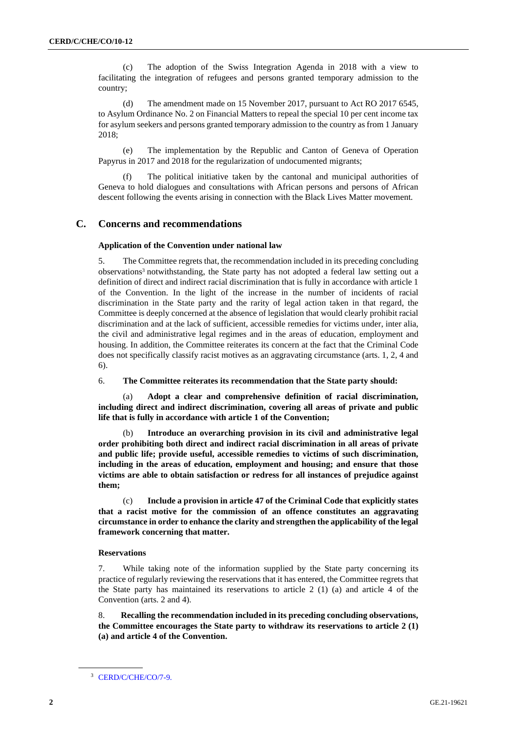(c) The adoption of the Swiss Integration Agenda in 2018 with a view to facilitating the integration of refugees and persons granted temporary admission to the country;

(d) The amendment made on 15 November 2017, pursuant to Act RO 2017 6545, to Asylum Ordinance No. 2 on Financial Matters to repeal the special 10 per cent income tax for asylum seekers and persons granted temporary admission to the country as from 1 January 2018;

(e) The implementation by the Republic and Canton of Geneva of Operation Papyrus in 2017 and 2018 for the regularization of undocumented migrants;

(f) The political initiative taken by the cantonal and municipal authorities of Geneva to hold dialogues and consultations with African persons and persons of African descent following the events arising in connection with the Black Lives Matter movement.

## C. Concerns and recommendations

### Application of the Convention under national law

5. The Committee regrets that, the recommendation included in its preceding concluding observations[3] notwithstanding, the State party has not adopted a federal law setting out a definition of direct and indirect racial discrimination that is fully in accordance with article 1 of the Convention. In the light of the increase in the number of incidents of racial discrimination in the State party and the rarity of legal action taken in that regard, the Committee is deeply concerned at the absence of legislation that would clearly prohibit racial discrimination and at the lack of sufficient, accessible remedies for victims under, inter alia, the civil and administrative legal regimes and in the areas of education, employment and housing. In addition, the Committee reiterates its concern at the fact that the Criminal Code does not specifically classify racist motives as an aggravating circumstance (arts. 1, 2, 4 and 6).

6. **The Committee reiterates its recommendation that the State party should:**

(a) **Adopt a clear and comprehensive definition of racial discrimination, including direct and indirect discrimination, covering all areas of private and public life that is fully in accordance with article 1 of the Convention;**

(b) **Introduce an overarching provision in its civil and administrative legal order prohibiting both direct and indirect racial discrimination in all areas of private and public life; provide useful, accessible remedies to victims of such discrimination, including in the areas of education, employment and housing; and ensure that those victims are able to obtain satisfaction or redress for all instances of prejudice against them;**

(c) **Include a provision in article 47 of the Criminal Code that explicitly states that a racist motive for the commission of an offence constitutes an aggravating circumstance in order to enhance the clarity and strengthen the applicability of the legal framework concerning that matter.**

### Reservations

7. While taking note of the information supplied by the State party concerning its practice of regularly reviewing the reservations that it has entered, the Committee regrets that the State party has maintained its reservations to article 2 (1) (a) and article 4 of the Convention (arts. 2 and 4).

8. **Recalling the recommendation included in its preceding concluding observations, the Committee encourages the State party to withdraw its reservations to article 2 (1) (a) and article 4 of the Convention.**

[3] CERD/C/CHE/CO/7-9.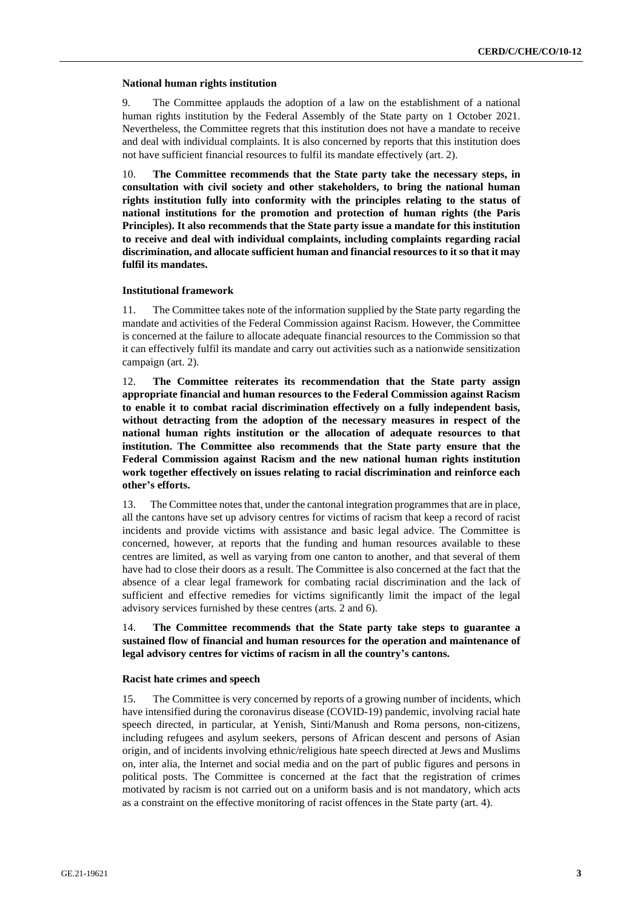### National human rights institution

9. The Committee applauds the adoption of a law on the establishment of a national human rights institution by the Federal Assembly of the State party on 1 October 2021. Nevertheless, the Committee regrets that this institution does not have a mandate to receive and deal with individual complaints. It is also concerned by reports that this institution does not have sufficient financial resources to fulfil its mandate effectively (art. 2).

10. **The Committee recommends that the State party take the necessary steps, in consultation with civil society and other stakeholders, to bring the national human rights institution fully into conformity with the principles relating to the status of national institutions for the promotion and protection of human rights (the Paris Principles). It also recommends that the State party issue a mandate for this institution to receive and deal with individual complaints, including complaints regarding racial discrimination, and allocate sufficient human and financial resources to it so that it may fulfil its mandates.**

### Institutional framework

11. The Committee takes note of the information supplied by the State party regarding the mandate and activities of the Federal Commission against Racism. However, the Committee is concerned at the failure to allocate adequate financial resources to the Commission so that it can effectively fulfil its mandate and carry out activities such as a nationwide sensitization campaign (art. 2).

12. **The Committee reiterates its recommendation that the State party assign appropriate financial and human resources to the Federal Commission against Racism to enable it to combat racial discrimination effectively on a fully independent basis, without detracting from the adoption of the necessary measures in respect of the national human rights institution or the allocation of adequate resources to that institution. The Committee also recommends that the State party ensure that the Federal Commission against Racism and the new national human rights institution work together effectively on issues relating to racial discrimination and reinforce each other's efforts.**

13. The Committee notes that, under the cantonal integration programmes that are in place, all the cantons have set up advisory centres for victims of racism that keep a record of racist incidents and provide victims with assistance and basic legal advice. The Committee is concerned, however, at reports that the funding and human resources available to these centres are limited, as well as varying from one canton to another, and that several of them have had to close their doors as a result. The Committee is also concerned at the fact that the absence of a clear legal framework for combating racial discrimination and the lack of sufficient and effective remedies for victims significantly limit the impact of the legal advisory services furnished by these centres (arts. 2 and 6).

14. **The Committee recommends that the State party take steps to guarantee a sustained flow of financial and human resources for the operation and maintenance of legal advisory centres for victims of racism in all the country's cantons.**

### Racist hate crimes and speech

15. The Committee is very concerned by reports of a growing number of incidents, which have intensified during the coronavirus disease (COVID-19) pandemic, involving racial hate speech directed, in particular, at Yenish, Sinti/Manush and Roma persons, non-citizens, including refugees and asylum seekers, persons of African descent and persons of Asian origin, and of incidents involving ethnic/religious hate speech directed at Jews and Muslims on, inter alia, the Internet and social media and on the part of public figures and persons in political posts. The Committee is concerned at the fact that the registration of crimes motivated by racism is not carried out on a uniform basis and is not mandatory, which acts as a constraint on the effective monitoring of racist offences in the State party (art. 4).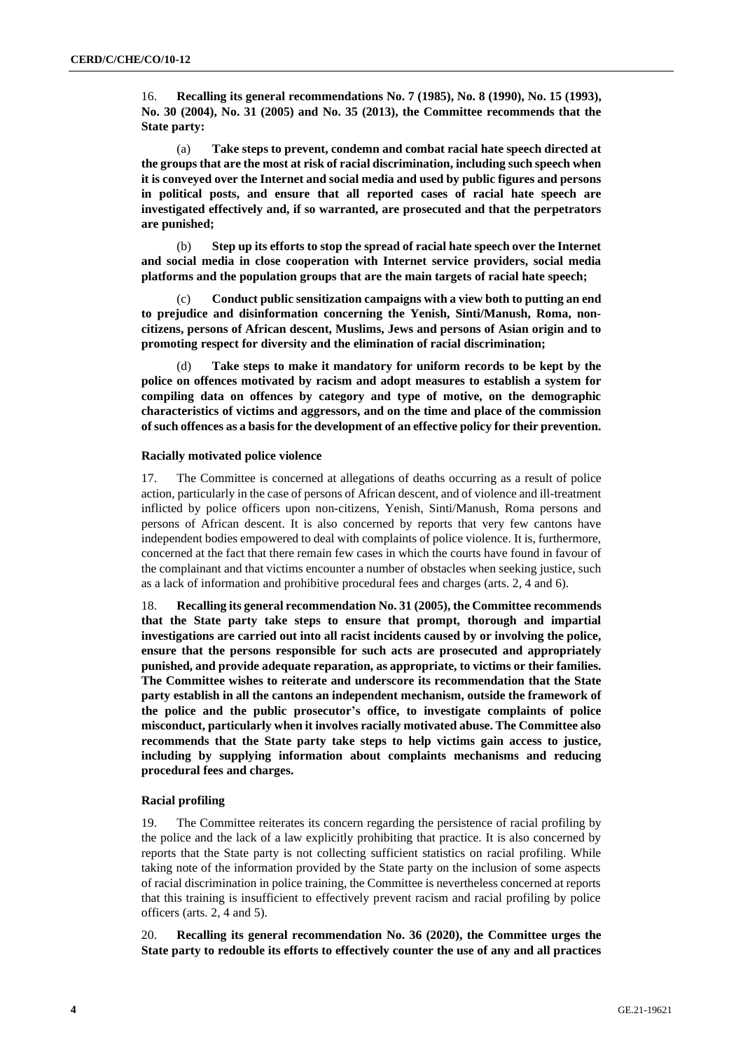16. **Recalling its general recommendations No. 7 (1985), No. 8 (1990), No. 15 (1993), No. 30 (2004), No. 31 (2005) and No. 35 (2013), the Committee recommends that the State party:**

(a) **Take steps to prevent, condemn and combat racial hate speech directed at the groups that are the most at risk of racial discrimination, including such speech when it is conveyed over the Internet and social media and used by public figures and persons in political posts, and ensure that all reported cases of racial hate speech are investigated effectively and, if so warranted, are prosecuted and that the perpetrators are punished;**

(b) **Step up its efforts to stop the spread of racial hate speech over the Internet and social media in close cooperation with Internet service providers, social media platforms and the population groups that are the main targets of racial hate speech;**

(c) **Conduct public sensitization campaigns with a view both to putting an end to prejudice and disinformation concerning the Yenish, Sinti/Manush, Roma, non-citizens, persons of African descent, Muslims, Jews and persons of Asian origin and to promoting respect for diversity and the elimination of racial discrimination;**

(d) **Take steps to make it mandatory for uniform records to be kept by the police on offences motivated by racism and adopt measures to establish a system for compiling data on offences by category and type of motive, on the demographic characteristics of victims and aggressors, and on the time and place of the commission of such offences as a basis for the development of an effective policy for their prevention.**

### Racially motivated police violence

17. The Committee is concerned at allegations of deaths occurring as a result of police action, particularly in the case of persons of African descent, and of violence and ill-treatment inflicted by police officers upon non-citizens, Yenish, Sinti/Manush, Roma persons and persons of African descent. It is also concerned by reports that very few cantons have independent bodies empowered to deal with complaints of police violence. It is, furthermore, concerned at the fact that there remain few cases in which the courts have found in favour of the complainant and that victims encounter a number of obstacles when seeking justice, such as a lack of information and prohibitive procedural fees and charges (arts. 2, 4 and 6).

18. **Recalling its general recommendation No. 31 (2005), the Committee recommends that the State party take steps to ensure that prompt, thorough and impartial investigations are carried out into all racist incidents caused by or involving the police, ensure that the persons responsible for such acts are prosecuted and appropriately punished, and provide adequate reparation, as appropriate, to victims or their families. The Committee wishes to reiterate and underscore its recommendation that the State party establish in all the cantons an independent mechanism, outside the framework of the police and the public prosecutor's office, to investigate complaints of police misconduct, particularly when it involves racially motivated abuse. The Committee also recommends that the State party take steps to help victims gain access to justice, including by supplying information about complaints mechanisms and reducing procedural fees and charges.**

### Racial profiling

19. The Committee reiterates its concern regarding the persistence of racial profiling by the police and the lack of a law explicitly prohibiting that practice. It is also concerned by reports that the State party is not collecting sufficient statistics on racial profiling. While taking note of the information provided by the State party on the inclusion of some aspects of racial discrimination in police training, the Committee is nevertheless concerned at reports that this training is insufficient to effectively prevent racism and racial profiling by police officers (arts. 2, 4 and 5).

20. **Recalling its general recommendation No. 36 (2020), the Committee urges the State party to redouble its efforts to effectively counter the use of any and all practices**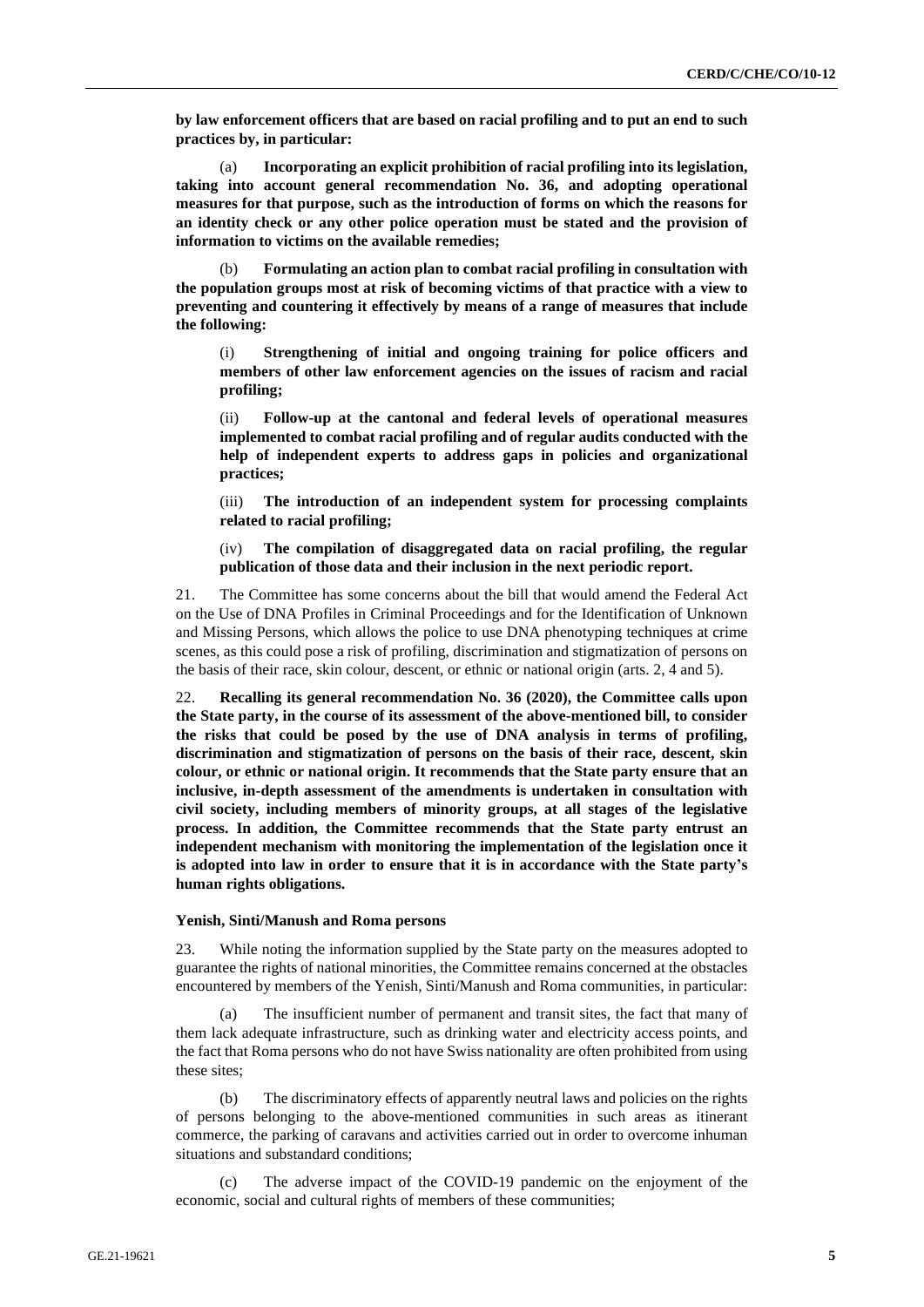**by law enforcement officers that are based on racial profiling and to put an end to such practices by, in particular:**

(a) **Incorporating an explicit prohibition of racial profiling into its legislation, taking into account general recommendation No. 36, and adopting operational measures for that purpose, such as the introduction of forms on which the reasons for an identity check or any other police operation must be stated and the provision of information to victims on the available remedies;**

(b) **Formulating an action plan to combat racial profiling in consultation with the population groups most at risk of becoming victims of that practice with a view to preventing and countering it effectively by means of a range of measures that include the following:**

(i) **Strengthening of initial and ongoing training for police officers and members of other law enforcement agencies on the issues of racism and racial profiling;**

(ii) **Follow-up at the cantonal and federal levels of operational measures implemented to combat racial profiling and of regular audits conducted with the help of independent experts to address gaps in policies and organizational practices;**

(iii) **The introduction of an independent system for processing complaints related to racial profiling;**

(iv) **The compilation of disaggregated data on racial profiling, the regular publication of those data and their inclusion in the next periodic report.**

21. The Committee has some concerns about the bill that would amend the Federal Act on the Use of DNA Profiles in Criminal Proceedings and for the Identification of Unknown and Missing Persons, which allows the police to use DNA phenotyping techniques at crime scenes, as this could pose a risk of profiling, discrimination and stigmatization of persons on the basis of their race, skin colour, descent, or ethnic or national origin (arts. 2, 4 and 5).

22. **Recalling its general recommendation No. 36 (2020), the Committee calls upon the State party, in the course of its assessment of the above-mentioned bill, to consider the risks that could be posed by the use of DNA analysis in terms of profiling, discrimination and stigmatization of persons on the basis of their race, descent, skin colour, or ethnic or national origin. It recommends that the State party ensure that an inclusive, in-depth assessment of the amendments is undertaken in consultation with civil society, including members of minority groups, at all stages of the legislative process. In addition, the Committee recommends that the State party entrust an independent mechanism with monitoring the implementation of the legislation once it is adopted into law in order to ensure that it is in accordance with the State party's human rights obligations.**

### Yenish, Sinti/Manush and Roma persons

23. While noting the information supplied by the State party on the measures adopted to guarantee the rights of national minorities, the Committee remains concerned at the obstacles encountered by members of the Yenish, Sinti/Manush and Roma communities, in particular:

(a) The insufficient number of permanent and transit sites, the fact that many of them lack adequate infrastructure, such as drinking water and electricity access points, and the fact that Roma persons who do not have Swiss nationality are often prohibited from using these sites;

(b) The discriminatory effects of apparently neutral laws and policies on the rights of persons belonging to the above-mentioned communities in such areas as itinerant commerce, the parking of caravans and activities carried out in order to overcome inhuman situations and substandard conditions;

(c) The adverse impact of the COVID-19 pandemic on the enjoyment of the economic, social and cultural rights of members of these communities;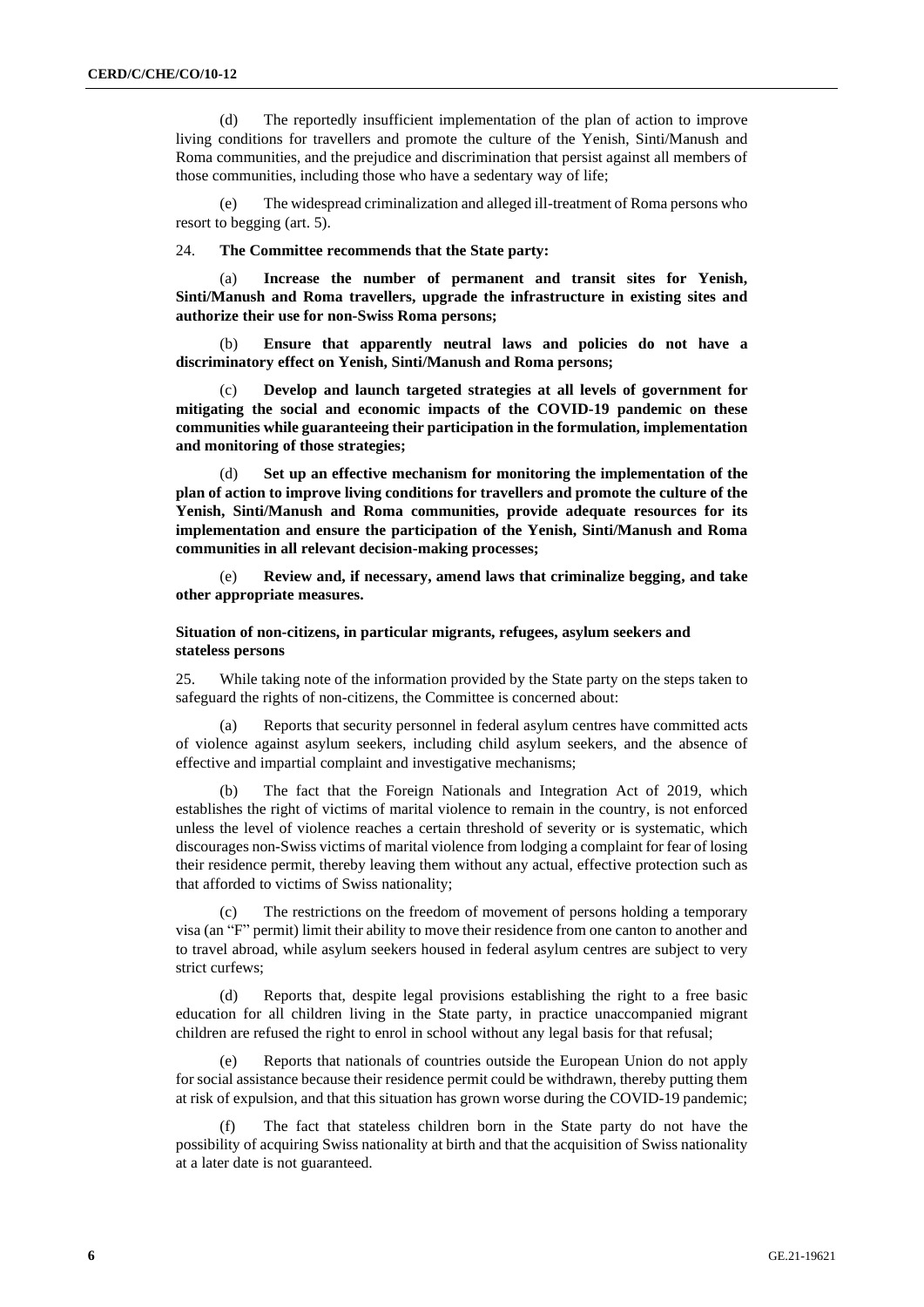(d) The reportedly insufficient implementation of the plan of action to improve living conditions for travellers and promote the culture of the Yenish, Sinti/Manush and Roma communities, and the prejudice and discrimination that persist against all members of those communities, including those who have a sedentary way of life;

(e) The widespread criminalization and alleged ill-treatment of Roma persons who resort to begging (art. 5).

24. **The Committee recommends that the State party:**

(a) **Increase the number of permanent and transit sites for Yenish, Sinti/Manush and Roma travellers, upgrade the infrastructure in existing sites and authorize their use for non-Swiss Roma persons;**

(b) **Ensure that apparently neutral laws and policies do not have a discriminatory effect on Yenish, Sinti/Manush and Roma persons;**

(c) **Develop and launch targeted strategies at all levels of government for mitigating the social and economic impacts of the COVID-19 pandemic on these communities while guaranteeing their participation in the formulation, implementation and monitoring of those strategies;**

(d) **Set up an effective mechanism for monitoring the implementation of the plan of action to improve living conditions for travellers and promote the culture of the Yenish, Sinti/Manush and Roma communities, provide adequate resources for its implementation and ensure the participation of the Yenish, Sinti/Manush and Roma communities in all relevant decision-making processes;**

(e) **Review and, if necessary, amend laws that criminalize begging, and take other appropriate measures.**

### Situation of non-citizens, in particular migrants, refugees, asylum seekers and stateless persons

25. While taking note of the information provided by the State party on the steps taken to safeguard the rights of non-citizens, the Committee is concerned about:

(a) Reports that security personnel in federal asylum centres have committed acts of violence against asylum seekers, including child asylum seekers, and the absence of effective and impartial complaint and investigative mechanisms;

(b) The fact that the Foreign Nationals and Integration Act of 2019, which establishes the right of victims of marital violence to remain in the country, is not enforced unless the level of violence reaches a certain threshold of severity or is systematic, which discourages non-Swiss victims of marital violence from lodging a complaint for fear of losing their residence permit, thereby leaving them without any actual, effective protection such as that afforded to victims of Swiss nationality;

(c) The restrictions on the freedom of movement of persons holding a temporary visa (an "F" permit) limit their ability to move their residence from one canton to another and to travel abroad, while asylum seekers housed in federal asylum centres are subject to very strict curfews;

(d) Reports that, despite legal provisions establishing the right to a free basic education for all children living in the State party, in practice unaccompanied migrant children are refused the right to enrol in school without any legal basis for that refusal;

(e) Reports that nationals of countries outside the European Union do not apply for social assistance because their residence permit could be withdrawn, thereby putting them at risk of expulsion, and that this situation has grown worse during the COVID-19 pandemic;

(f) The fact that stateless children born in the State party do not have the possibility of acquiring Swiss nationality at birth and that the acquisition of Swiss nationality at a later date is not guaranteed.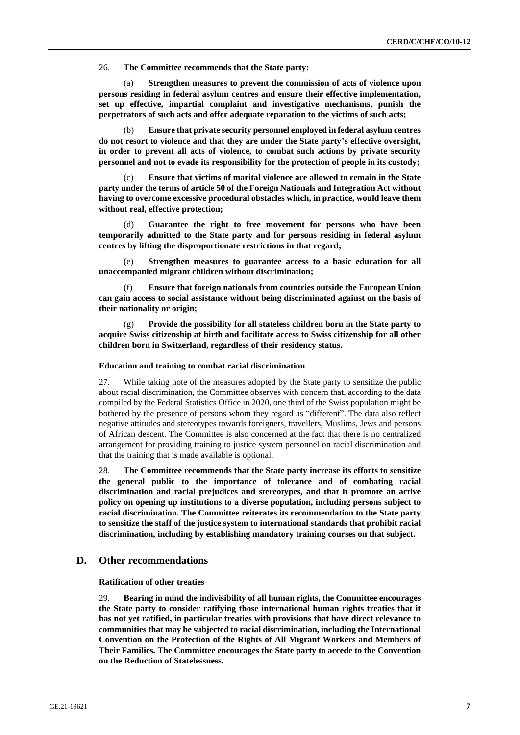26. **The Committee recommends that the State party:**

(a) **Strengthen measures to prevent the commission of acts of violence upon persons residing in federal asylum centres and ensure their effective implementation, set up effective, impartial complaint and investigative mechanisms, punish the perpetrators of such acts and offer adequate reparation to the victims of such acts;**

(b) **Ensure that private security personnel employed in federal asylum centres do not resort to violence and that they are under the State party's effective oversight, in order to prevent all acts of violence, to combat such actions by private security personnel and not to evade its responsibility for the protection of people in its custody;**

(c) **Ensure that victims of marital violence are allowed to remain in the State party under the terms of article 50 of the Foreign Nationals and Integration Act without having to overcome excessive procedural obstacles which, in practice, would leave them without real, effective protection;**

(d) **Guarantee the right to free movement for persons who have been temporarily admitted to the State party and for persons residing in federal asylum centres by lifting the disproportionate restrictions in that regard;**

(e) **Strengthen measures to guarantee access to a basic education for all unaccompanied migrant children without discrimination;**

(f) **Ensure that foreign nationals from countries outside the European Union can gain access to social assistance without being discriminated against on the basis of their nationality or origin;**

(g) **Provide the possibility for all stateless children born in the State party to acquire Swiss citizenship at birth and facilitate access to Swiss citizenship for all other children born in Switzerland, regardless of their residency status.**

#### Education and training to combat racial discrimination

27. While taking note of the measures adopted by the State party to sensitize the public about racial discrimination, the Committee observes with concern that, according to the data compiled by the Federal Statistics Office in 2020, one third of the Swiss population might be bothered by the presence of persons whom they regard as "different". The data also reflect negative attitudes and stereotypes towards foreigners, travellers, Muslims, Jews and persons of African descent. The Committee is also concerned at the fact that there is no centralized arrangement for providing training to justice system personnel on racial discrimination and that the training that is made available is optional.

28. **The Committee recommends that the State party increase its efforts to sensitize the general public to the importance of tolerance and of combating racial discrimination and racial prejudices and stereotypes, and that it promote an active policy on opening up institutions to a diverse population, including persons subject to racial discrimination. The Committee reiterates its recommendation to the State party to sensitize the staff of the justice system to international standards that prohibit racial discrimination, including by establishing mandatory training courses on that subject.**

## D. Other recommendations

#### Ratification of other treaties

29. **Bearing in mind the indivisibility of all human rights, the Committee encourages the State party to consider ratifying those international human rights treaties that it has not yet ratified, in particular treaties with provisions that have direct relevance to communities that may be subjected to racial discrimination, including the International Convention on the Protection of the Rights of All Migrant Workers and Members of Their Families. The Committee encourages the State party to accede to the Convention on the Reduction of Statelessness.**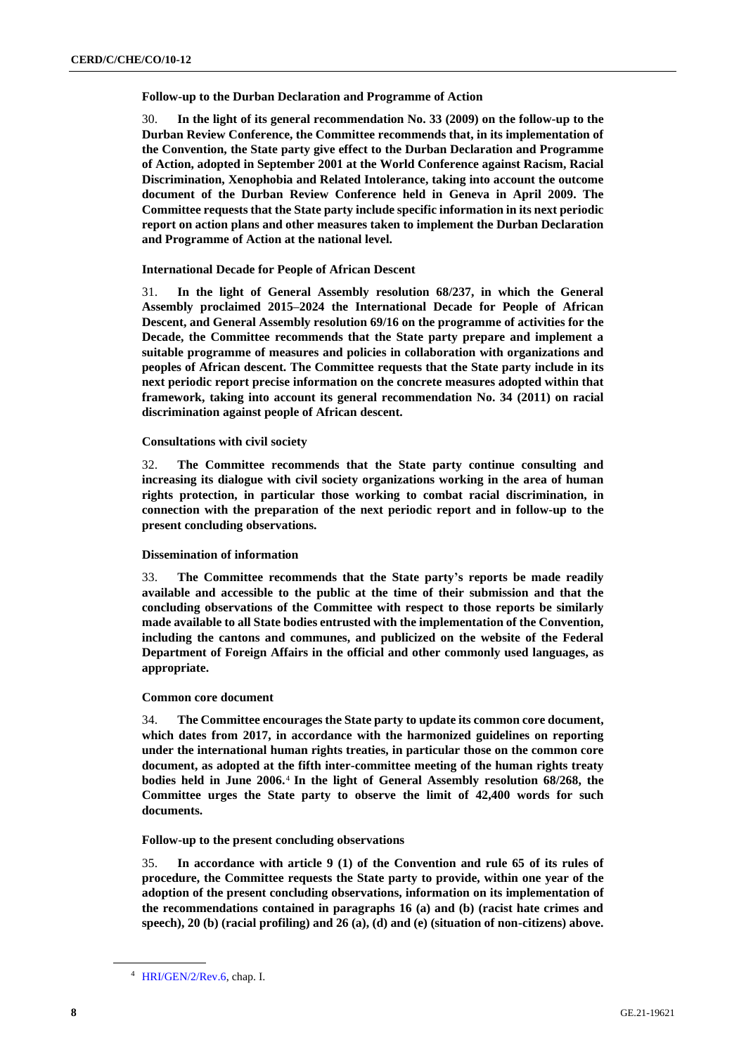**Follow-up to the Durban Declaration and Programme of Action**

30. **In the light of its general recommendation No. 33 (2009) on the follow-up to the Durban Review Conference, the Committee recommends that, in its implementation of the Convention, the State party give effect to the Durban Declaration and Programme of Action, adopted in September 2001 at the World Conference against Racism, Racial Discrimination, Xenophobia and Related Intolerance, taking into account the outcome document of the Durban Review Conference held in Geneva in April 2009. The Committee requests that the State party include specific information in its next periodic report on action plans and other measures taken to implement the Durban Declaration and Programme of Action at the national level.**

**International Decade for People of African Descent**

31. **In the light of General Assembly resolution 68/237, in which the General Assembly proclaimed 2015–2024 the International Decade for People of African Descent, and General Assembly resolution 69/16 on the programme of activities for the Decade, the Committee recommends that the State party prepare and implement a suitable programme of measures and policies in collaboration with organizations and peoples of African descent. The Committee requests that the State party include in its next periodic report precise information on the concrete measures adopted within that framework, taking into account its general recommendation No. 34 (2011) on racial discrimination against people of African descent.**

**Consultations with civil society**

32. **The Committee recommends that the State party continue consulting and increasing its dialogue with civil society organizations working in the area of human rights protection, in particular those working to combat racial discrimination, in connection with the preparation of the next periodic report and in follow-up to the present concluding observations.**

**Dissemination of information**

33. **The Committee recommends that the State party's reports be made readily available and accessible to the public at the time of their submission and that the concluding observations of the Committee with respect to those reports be similarly made available to all State bodies entrusted with the implementation of the Convention, including the cantons and communes, and publicized on the website of the Federal Department of Foreign Affairs in the official and other commonly used languages, as appropriate.**

**Common core document**

34. **The Committee encourages the State party to update its common core document, which dates from 2017, in accordance with the harmonized guidelines on reporting under the international human rights treaties, in particular those on the common core document, as adopted at the fifth inter-committee meeting of the human rights treaty bodies held in June 2006.**[4] **In the light of General Assembly resolution 68/268, the Committee urges the State party to observe the limit of 42,400 words for such documents.**

**Follow-up to the present concluding observations**

35. **In accordance with article 9 (1) of the Convention and rule 65 of its rules of procedure, the Committee requests the State party to provide, within one year of the adoption of the present concluding observations, information on its implementation of the recommendations contained in paragraphs 16 (a) and (b) (racist hate crimes and speech), 20 (b) (racial profiling) and 26 (a), (d) and (e) (situation of non-citizens) above.**

---

[4] HRI/GEN/2/Rev.6, chap. I.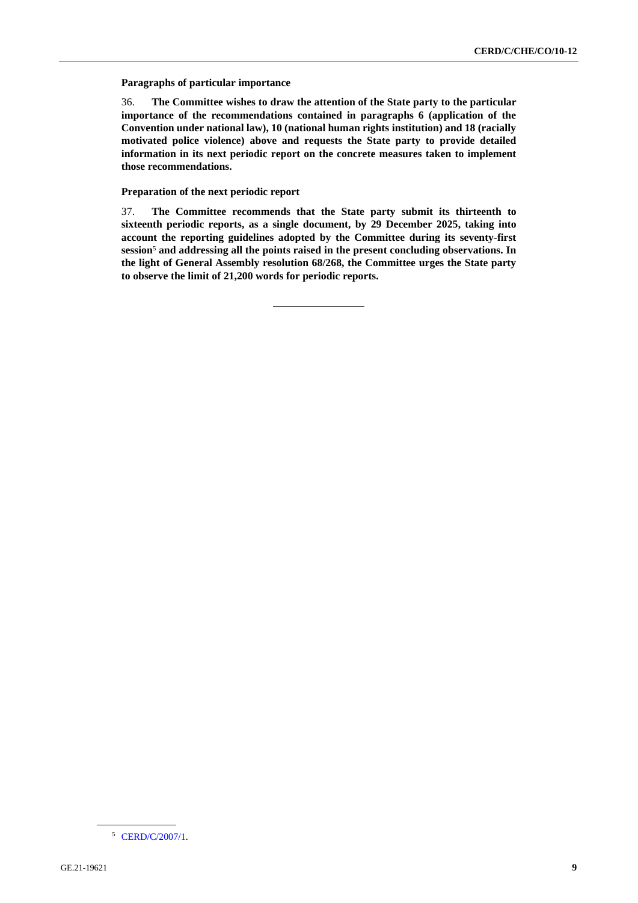**Paragraphs of particular importance**

36. **The Committee wishes to draw the attention of the State party to the particular importance of the recommendations contained in paragraphs 6 (application of the Convention under national law), 10 (national human rights institution) and 18 (racially motivated police violence) above and requests the State party to provide detailed information in its next periodic report on the concrete measures taken to implement those recommendations.**

**Preparation of the next periodic report**

37. **The Committee recommends that the State party submit its thirteenth to sixteenth periodic reports, as a single document, by 29 December 2025, taking into account the reporting guidelines adopted by the Committee during its seventy-first session[5] and addressing all the points raised in the present concluding observations. In the light of General Assembly resolution 68/268, the Committee urges the State party to observe the limit of 21,200 words for periodic reports.**

---

[5] CERD/C/2007/1.